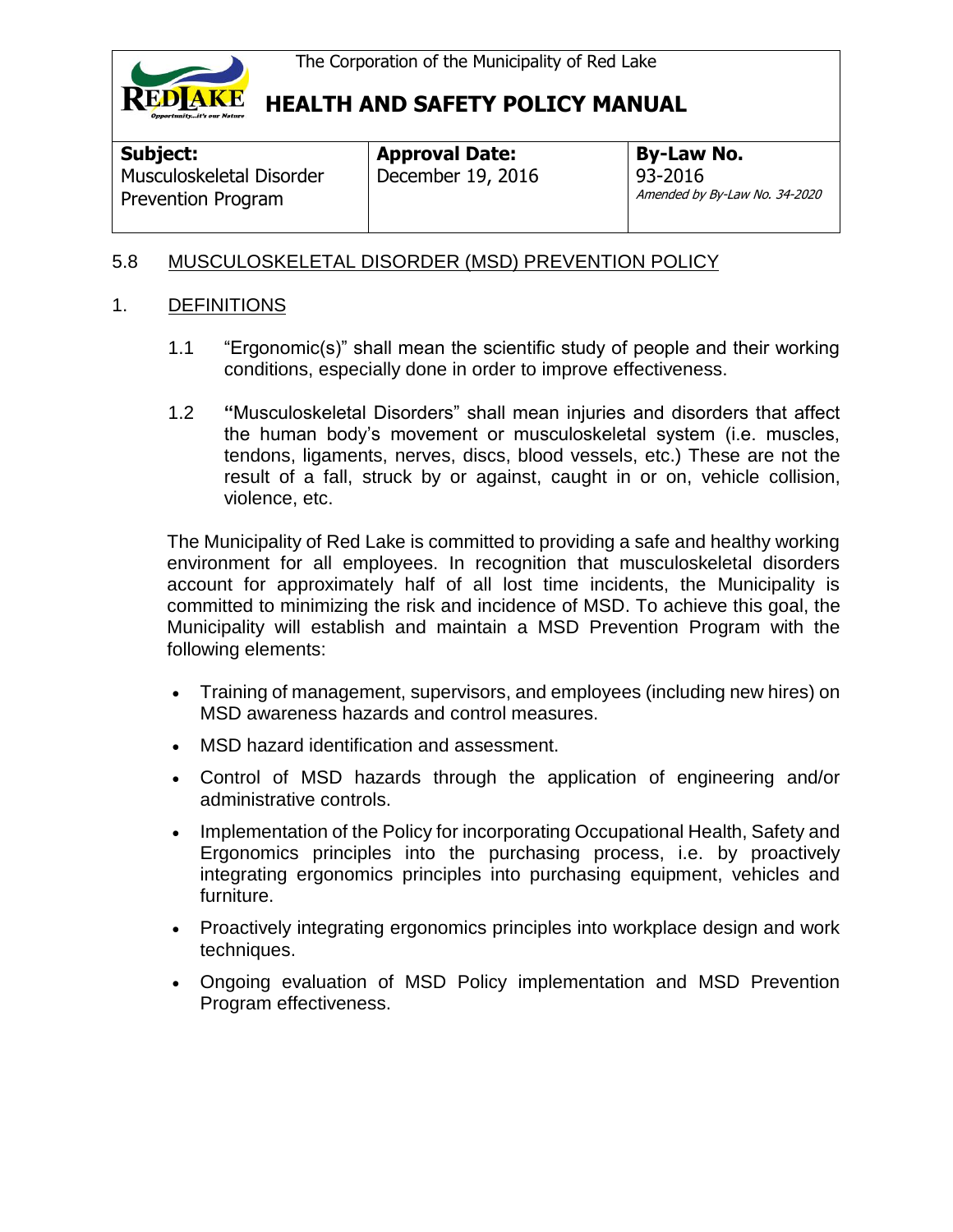The Corporation of the Municipality of Red Lake

# HEALTH AND SAFETY POLICY MANUAL

| Subject: | Approval Date: | By-Law No. |
| --- | --- | --- |
| Musculoskeletal Disorder Prevention Program | December 19, 2016 | 93-2016<br>*Amended by By-Law No. 34-2020* |

## 5.8 MUSCULOSKELETAL DISORDER (MSD) PREVENTION POLICY

### 1. DEFINITIONS

1.1 "Ergonomic(s)" shall mean the scientific study of people and their working conditions, especially done in order to improve effectiveness.

1.2 **"**Musculoskeletal Disorders" shall mean injuries and disorders that affect the human body's movement or musculoskeletal system (i.e. muscles, tendons, ligaments, nerves, discs, blood vessels, etc.) These are not the result of a fall, struck by or against, caught in or on, vehicle collision, violence, etc.

The Municipality of Red Lake is committed to providing a safe and healthy working environment for all employees. In recognition that musculoskeletal disorders account for approximately half of all lost time incidents, the Municipality is committed to minimizing the risk and incidence of MSD. To achieve this goal, the Municipality will establish and maintain a MSD Prevention Program with the following elements:

- Training of management, supervisors, and employees (including new hires) on MSD awareness hazards and control measures.
- MSD hazard identification and assessment.
- Control of MSD hazards through the application of engineering and/or administrative controls.
- Implementation of the Policy for incorporating Occupational Health, Safety and Ergonomics principles into the purchasing process, i.e. by proactively integrating ergonomics principles into purchasing equipment, vehicles and furniture.
- Proactively integrating ergonomics principles into workplace design and work techniques.
- Ongoing evaluation of MSD Policy implementation and MSD Prevention Program effectiveness.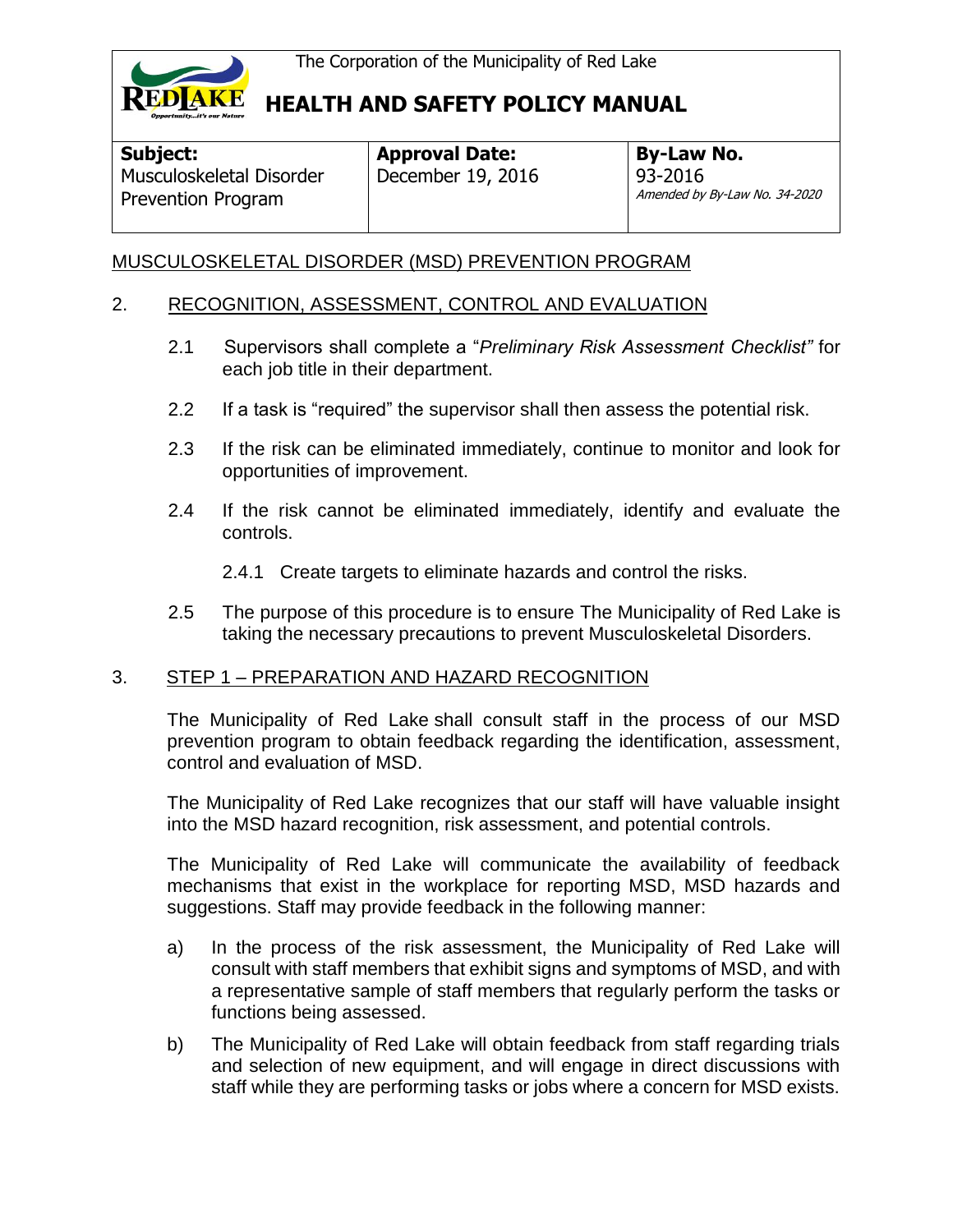| **Subject:** Musculoskeletal Disorder Prevention Program | **Approval Date:** December 19, 2016 | **By-Law No.** 93-2016 *Amended by By-Law No. 34-2020* |
|---|---|---|

MUSCULOSKELETAL DISORDER (MSD) PREVENTION PROGRAM

## 2. RECOGNITION, ASSESSMENT, CONTROL AND EVALUATION

2.1 Supervisors shall complete a "*Preliminary Risk Assessment Checklist"* for each job title in their department.

2.2 If a task is "required" the supervisor shall then assess the potential risk.

2.3 If the risk can be eliminated immediately, continue to monitor and look for opportunities of improvement.

2.4 If the risk cannot be eliminated immediately, identify and evaluate the controls.

2.4.1 Create targets to eliminate hazards and control the risks.

2.5 The purpose of this procedure is to ensure The Municipality of Red Lake is taking the necessary precautions to prevent Musculoskeletal Disorders.

## 3. STEP 1 – PREPARATION AND HAZARD RECOGNITION

The Municipality of Red Lake shall consult staff in the process of our MSD prevention program to obtain feedback regarding the identification, assessment, control and evaluation of MSD.

The Municipality of Red Lake recognizes that our staff will have valuable insight into the MSD hazard recognition, risk assessment, and potential controls.

The Municipality of Red Lake will communicate the availability of feedback mechanisms that exist in the workplace for reporting MSD, MSD hazards and suggestions. Staff may provide feedback in the following manner:

a) In the process of the risk assessment, the Municipality of Red Lake will consult with staff members that exhibit signs and symptoms of MSD, and with a representative sample of staff members that regularly perform the tasks or functions being assessed.

b) The Municipality of Red Lake will obtain feedback from staff regarding trials and selection of new equipment, and will engage in direct discussions with staff while they are performing tasks or jobs where a concern for MSD exists.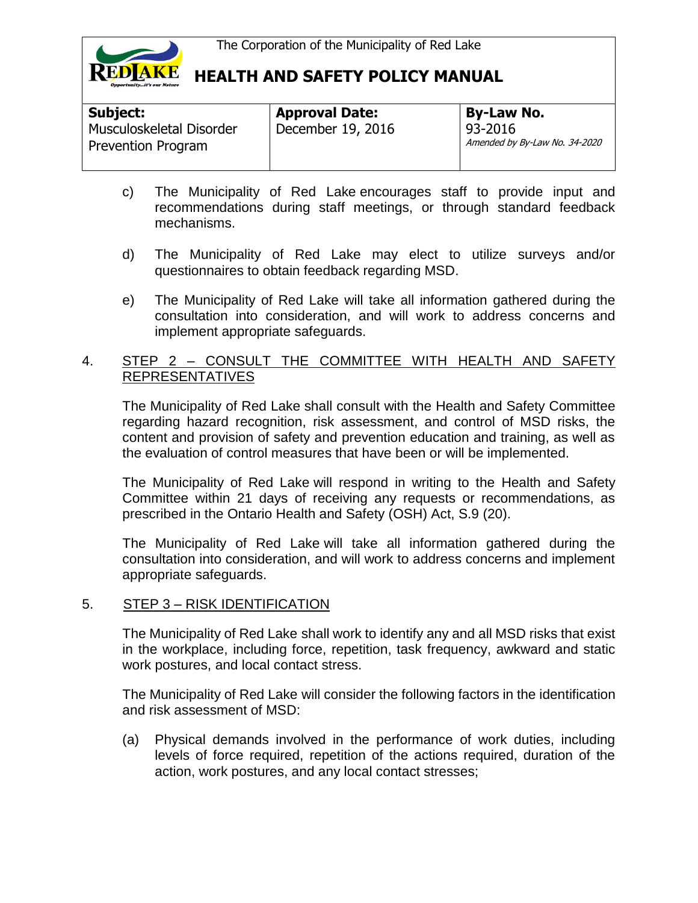c) The Municipality of Red Lake encourages staff to provide input and recommendations during staff meetings, or through standard feedback mechanisms.

d) The Municipality of Red Lake may elect to utilize surveys and/or questionnaires to obtain feedback regarding MSD.

e) The Municipality of Red Lake will take all information gathered during the consultation into consideration, and will work to address concerns and implement appropriate safeguards.

4. STEP 2 – CONSULT THE COMMITTEE WITH HEALTH AND SAFETY REPRESENTATIVES

The Municipality of Red Lake shall consult with the Health and Safety Committee regarding hazard recognition, risk assessment, and control of MSD risks, the content and provision of safety and prevention education and training, as well as the evaluation of control measures that have been or will be implemented.

The Municipality of Red Lake will respond in writing to the Health and Safety Committee within 21 days of receiving any requests or recommendations, as prescribed in the Ontario Health and Safety (OSH) Act, S.9 (20).

The Municipality of Red Lake will take all information gathered during the consultation into consideration, and will work to address concerns and implement appropriate safeguards.

5. STEP 3 – RISK IDENTIFICATION

The Municipality of Red Lake shall work to identify any and all MSD risks that exist in the workplace, including force, repetition, task frequency, awkward and static work postures, and local contact stress.

The Municipality of Red Lake will consider the following factors in the identification and risk assessment of MSD:

(a) Physical demands involved in the performance of work duties, including levels of force required, repetition of the actions required, duration of the action, work postures, and any local contact stresses;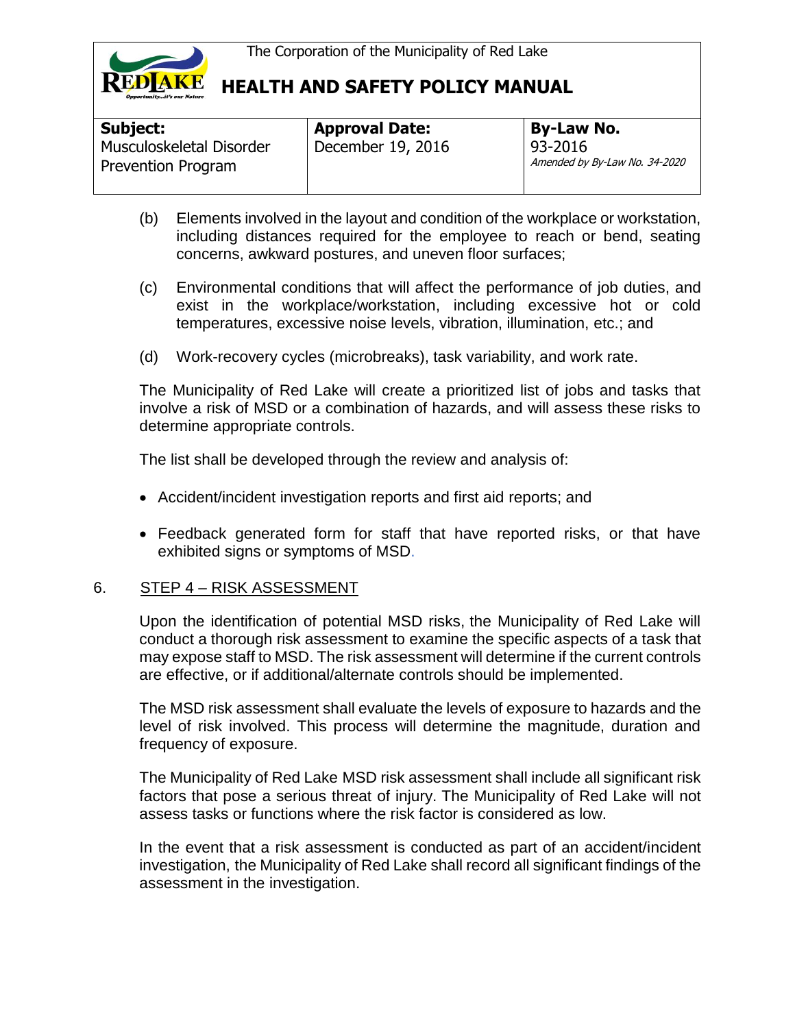(b) Elements involved in the layout and condition of the workplace or workstation, including distances required for the employee to reach or bend, seating concerns, awkward postures, and uneven floor surfaces;

(c) Environmental conditions that will affect the performance of job duties, and exist in the workplace/workstation, including excessive hot or cold temperatures, excessive noise levels, vibration, illumination, etc.; and

(d) Work-recovery cycles (microbreaks), task variability, and work rate.

The Municipality of Red Lake will create a prioritized list of jobs and tasks that involve a risk of MSD or a combination of hazards, and will assess these risks to determine appropriate controls.

The list shall be developed through the review and analysis of:

- Accident/incident investigation reports and first aid reports; and
- Feedback generated form for staff that have reported risks, or that have exhibited signs or symptoms of MSD.

## 6. STEP 4 – RISK ASSESSMENT

Upon the identification of potential MSD risks, the Municipality of Red Lake will conduct a thorough risk assessment to examine the specific aspects of a task that may expose staff to MSD. The risk assessment will determine if the current controls are effective, or if additional/alternate controls should be implemented.

The MSD risk assessment shall evaluate the levels of exposure to hazards and the level of risk involved. This process will determine the magnitude, duration and frequency of exposure.

The Municipality of Red Lake MSD risk assessment shall include all significant risk factors that pose a serious threat of injury. The Municipality of Red Lake will not assess tasks or functions where the risk factor is considered as low.

In the event that a risk assessment is conducted as part of an accident/incident investigation, the Municipality of Red Lake shall record all significant findings of the assessment in the investigation.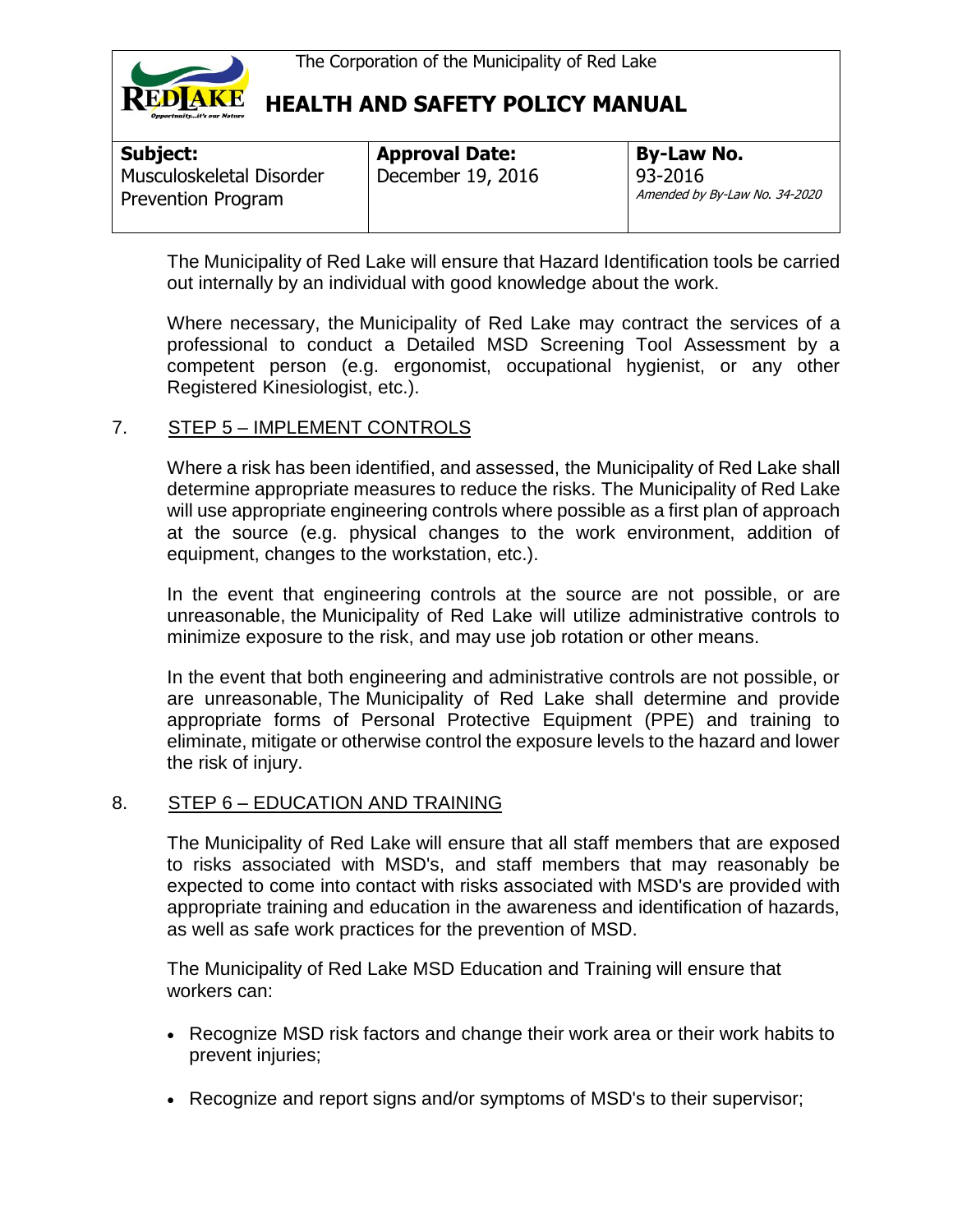The Municipality of Red Lake will ensure that Hazard Identification tools be carried out internally by an individual with good knowledge about the work.

Where necessary, the Municipality of Red Lake may contract the services of a professional to conduct a Detailed MSD Screening Tool Assessment by a competent person (e.g. ergonomist, occupational hygienist, or any other Registered Kinesiologist, etc.).

## 7. STEP 5 – IMPLEMENT CONTROLS

Where a risk has been identified, and assessed, the Municipality of Red Lake shall determine appropriate measures to reduce the risks. The Municipality of Red Lake will use appropriate engineering controls where possible as a first plan of approach at the source (e.g. physical changes to the work environment, addition of equipment, changes to the workstation, etc.).

In the event that engineering controls at the source are not possible, or are unreasonable, the Municipality of Red Lake will utilize administrative controls to minimize exposure to the risk, and may use job rotation or other means.

In the event that both engineering and administrative controls are not possible, or are unreasonable, The Municipality of Red Lake shall determine and provide appropriate forms of Personal Protective Equipment (PPE) and training to eliminate, mitigate or otherwise control the exposure levels to the hazard and lower the risk of injury.

## 8. STEP 6 – EDUCATION AND TRAINING

The Municipality of Red Lake will ensure that all staff members that are exposed to risks associated with MSD's, and staff members that may reasonably be expected to come into contact with risks associated with MSD's are provided with appropriate training and education in the awareness and identification of hazards, as well as safe work practices for the prevention of MSD.

The Municipality of Red Lake MSD Education and Training will ensure that workers can:

- Recognize MSD risk factors and change their work area or their work habits to prevent injuries;
- Recognize and report signs and/or symptoms of MSD's to their supervisor;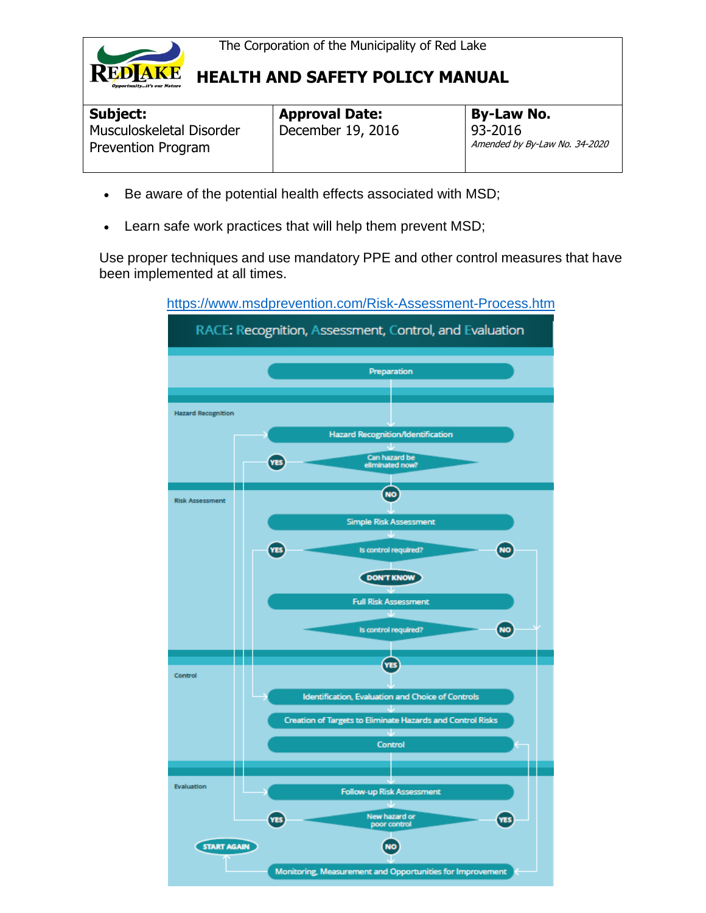- Be aware of the potential health effects associated with MSD;
- Learn safe work practices that will help them prevent MSD;

Use proper techniques and use mandatory PPE and other control measures that have been implemented at all times.

https://www.msdprevention.com/Risk-Assessment-Process.htm

RACE: Recognition, Assessment, Control, and Evaluation

Preparation

Hazard Recognition

Hazard Recognition/Identification

Can hazard be eliminated now?

YES

NO

Risk Assessment

Simple Risk Assessment

Is control required?

YES

NO

DON'T KNOW

Full Risk Assessment

Is control required?

NO

YES

Control

Identification, Evaluation and Choice of Controls

Creation of Targets to Eliminate Hazards and Control Risks

Control

Evaluation

Follow-up Risk Assessment

New hazard or poor control

YES

YES

START AGAIN

NO

Monitoring, Measurement and Opportunities for Improvement